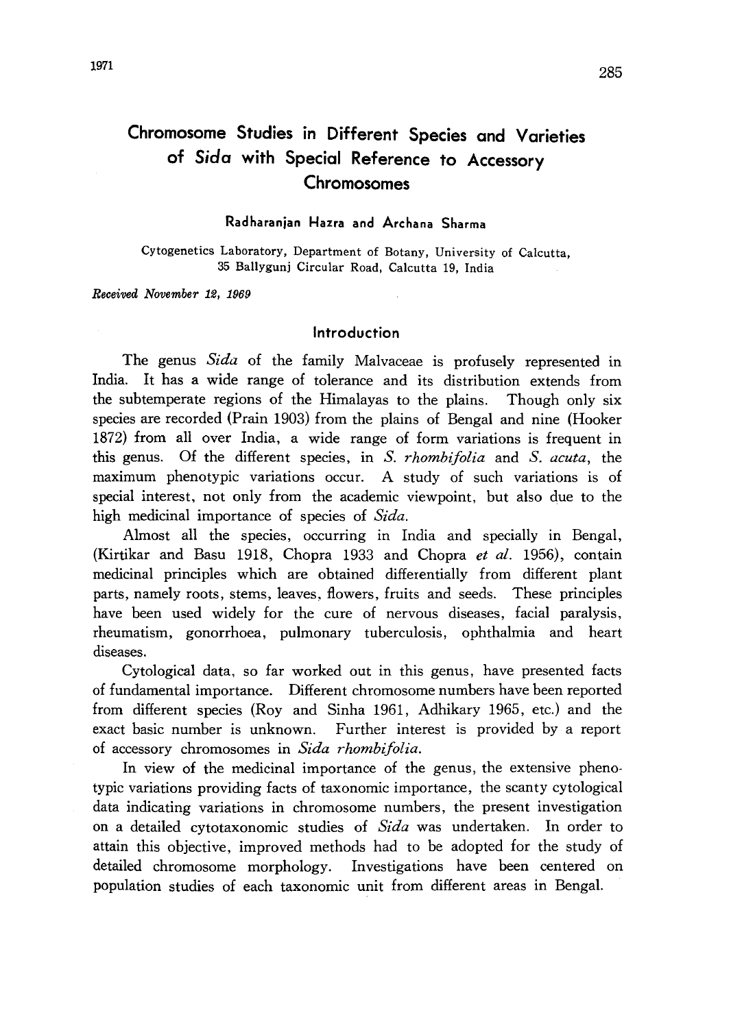# Chromosome Studies in Different Species and Varieties of *Sida* with Special Reference to Accessory Chromosomes

**Radharanjan Hazra and Archana Sharma**

Cytogenetics Laboratory, Department of Botany, University of Calcutta, 35 Ballygunj Circular Road, Calcutta 19, India

*Received November 12, 1969*

## Introduction

The genus *Sida* of the family Malvaceae is profusely represented in India. It has a wide range of tolerance and its distribution extends from the subtemperate regions of the Himalayas to the plains. Though only six species are recorded (Prain 1903) from the plains of Bengal and nine (Hooker 1872) from all over India, a wide range of form variations is frequent in this genus. Of the different species, in *S. rhombifolia* and *S. acuta*, the maximum phenotypic variations occur. A study of such variations is of special interest, not only from the academic viewpoint, but also due to the high medicinal importance of species of *Sida*.

Almost all the species, occurring in India and specially in Bengal, (Kirtikar and Basu 1918, Chopra 1933 and Chopra *et al.* 1956), contain medicinal principles which are obtained differentially from different plant parts, namely roots, stems, leaves, flowers, fruits and seeds. These principles have been used widely for the cure of nervous diseases, facial paralysis, rheumatism, gonorrhoea, pulmonary tuberculosis, ophthalmia and heart diseases.

Cytological data, so far worked out in this genus, have presented facts of fundamental importance. Different chromosome numbers have been reported from different species (Roy and Sinha 1961, Adhikary 1965, etc.) and the exact basic number is unknown. Further interest is provided by a report of accessory chromosomes in *Sida rhombifolia*.

In view of the medicinal importance of the genus, the extensive phenotypic variations providing facts of taxonomic importance, the scanty cytological data indicating variations in chromosome numbers, the present investigation on a detailed cytotaxonomic studies of *Sida* was undertaken. In order to attain this objective, improved methods had to be adopted for the study of detailed chromosome morphology. Investigations have been centered on population studies of each taxonomic unit from different areas in Bengal.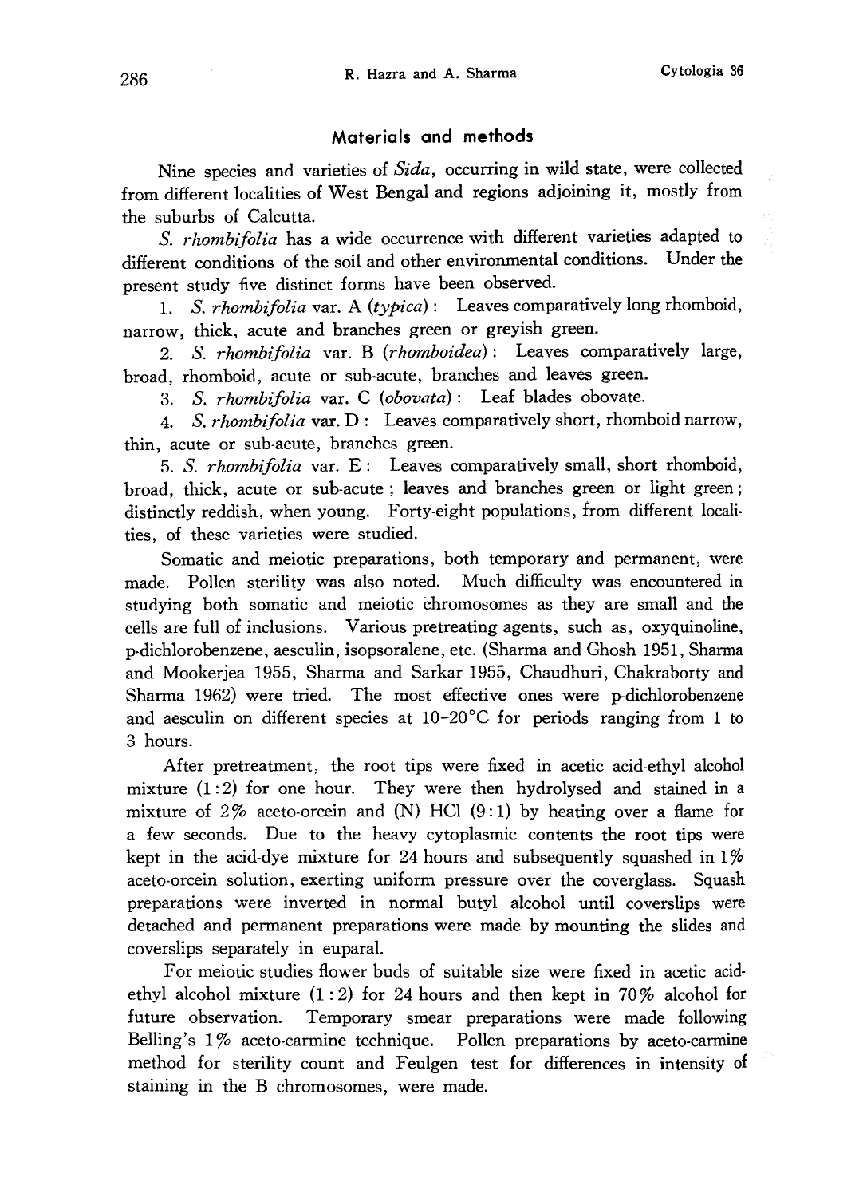## Materials and methods

Nine species and varieties of *Sida*, occurring in wild state, were collected from different localities of West Bengal and regions adjoining it, mostly from the suburbs of Calcutta.

*S. rhombifolia* has a wide occurrence with different varieties adapted to different conditions of the soil and other environmental conditions. Under the present study five distinct forms have been observed.

1. *S. rhombifolia* var. A (*typica*): Leaves comparatively long rhomboid, narrow, thick, acute and branches green or greyish green.
2. *S. rhombifolia* var. B (*rhomboidea*): Leaves comparatively large, broad, rhomboid, acute or sub-acute, branches and leaves green.
3. *S. rhombifolia* var. C (*obovata*): Leaf blades obovate.
4. *S. rhombifolia* var. D: Leaves comparatively short, rhomboid narrow, thin, acute or sub-acute, branches green.
5. *S. rhombifolia* var. E: Leaves comparatively small, short rhomboid, broad, thick, acute or sub-acute; leaves and branches green or light green; distinctly reddish, when young. Forty-eight populations, from different localities, of these varieties were studied.

Somatic and meiotic preparations, both temporary and permanent, were made. Pollen sterility was also noted. Much difficulty was encountered in studying both somatic and meiotic chromosomes as they are small and the cells are full of inclusions. Various pretreating agents, such as, oxyquinoline, p-dichlorobenzene, aesculin, isopsoralene, etc. (Sharma and Ghosh 1951, Sharma and Mookerjea 1955, Sharma and Sarkar 1955, Chaudhuri, Chakraborty and Sharma 1962) were tried. The most effective ones were p-dichlorobenzene and aesculin on different species at 10–20°C for periods ranging from 1 to 3 hours.

After pretreatment, the root tips were fixed in acetic acid-ethyl alcohol mixture (1:2) for one hour. They were then hydrolysed and stained in a mixture of 2% aceto-orcein and (N) HCl (9:1) by heating over a flame for a few seconds. Due to the heavy cytoplasmic contents the root tips were kept in the acid-dye mixture for 24 hours and subsequently squashed in 1% aceto-orcein solution, exerting uniform pressure over the coverglass. Squash preparations were inverted in normal butyl alcohol until coverslips were detached and permanent preparations were made by mounting the slides and coverslips separately in euparal.

For meiotic studies flower buds of suitable size were fixed in acetic acid-ethyl alcohol mixture (1:2) for 24 hours and then kept in 70% alcohol for future observation. Temporary smear preparations were made following Belling's 1% aceto-carmine technique. Pollen preparations by aceto-carmine method for sterility count and Feulgen test for differences in intensity of staining in the B chromosomes, were made.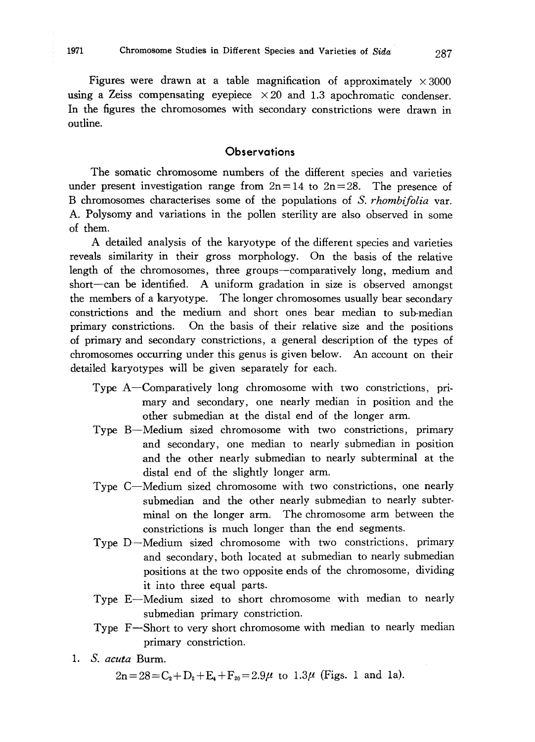Figures were drawn at a table magnification of approximately $\times 3000$ using a Zeiss compensating eyepiece $\times 20$ and 1.3 apochromatic condenser. In the figures the chromosomes with secondary constrictions were drawn in outline.

## Observations

The somatic chromosome numbers of the different species and varieties under present investigation range from $2n=14$ to $2n=28$. The presence of B chromosomes characterises some of the populations of *S. rhombifolia* var. A. Polysomy and variations in the pollen sterility are also observed in some of them.

A detailed analysis of the karyotype of the different species and varieties reveals similarity in their gross morphology. On the basis of the relative length of the chromosomes, three groups—comparatively long, medium and short—can be identified. A uniform gradation in size is observed amongst the members of a karyotype. The longer chromosomes usually bear secondary constrictions and the medium and short ones bear median to sub-median primary constrictions. On the basis of their relative size and the positions of primary and secondary constrictions, a general description of the types of chromosomes occurring under this genus is given below. An account on their detailed karyotypes will be given separately for each.

Type A—Comparatively long chromosome with two constrictions, primary and secondary, one nearly median in position and the other submedian at the distal end of the longer arm.

Type B—Medium sized chromosome with two constrictions, primary and secondary, one median to nearly submedian in position and the other nearly submedian to nearly subterminal at the distal end of the slightly longer arm.

Type C—Medium sized chromosome with two constrictions, one nearly submedian and the other nearly submedian to nearly subterminal on the longer arm. The chromosome arm between the constrictions is much longer than the end segments.

Type D—Medium sized chromosome with two constrictions, primary and secondary, both located at submedian to nearly submedian positions at the two opposite ends of the chromosome, dividing it into three equal parts.

Type E—Medium sized to short chromosome with median to nearly submedian primary constriction.

Type F—Short to very short chromosome with median to nearly median primary constriction.

1. *S. acuta* Burm.

$2n=28=C_2+D_2+E_4+F_{20}=2.9\mu$ to $1.3\mu$ (Figs. 1 and 1a).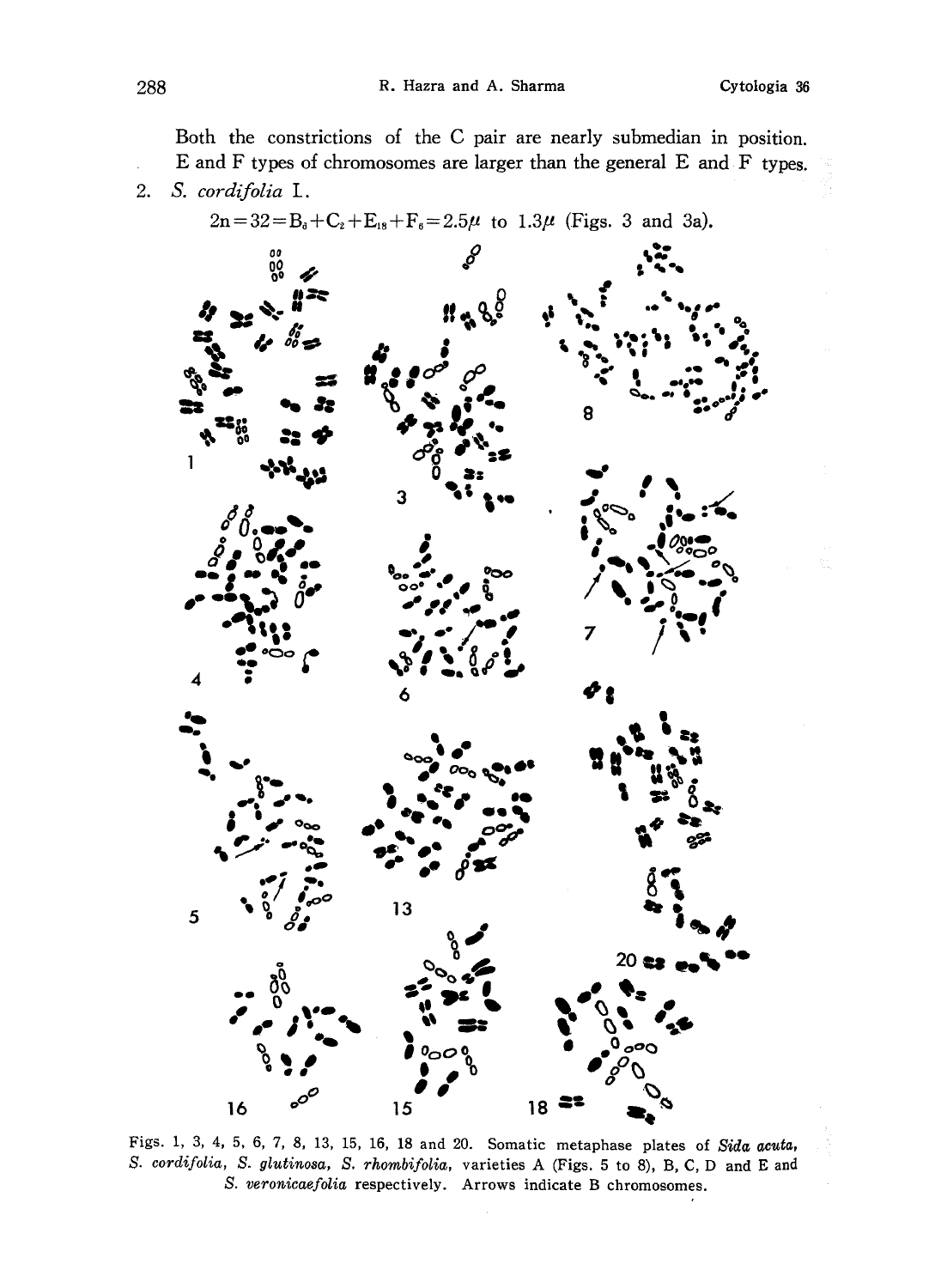Both the constrictions of the C pair are nearly submedian in position. E and F types of chromosomes are larger than the general E and F types.

2. *S. cordifolia* L.

$2n=32=B_6+C_2+E_{18}+F_6=2.5\mu$ to $1.3\mu$ (Figs. 3 and 3a).

Figs. 1, 3, 4, 5, 6, 7, 8, 13, 15, 16, 18 and 20. Somatic metaphase plates of *Sida acuta*, *S. cordifolia*, *S. glutinosa*, *S. rhombifolia*, varieties A (Figs. 5 to 8), B, C, D and E and *S. veronicaefolia* respectively. Arrows indicate B chromosomes.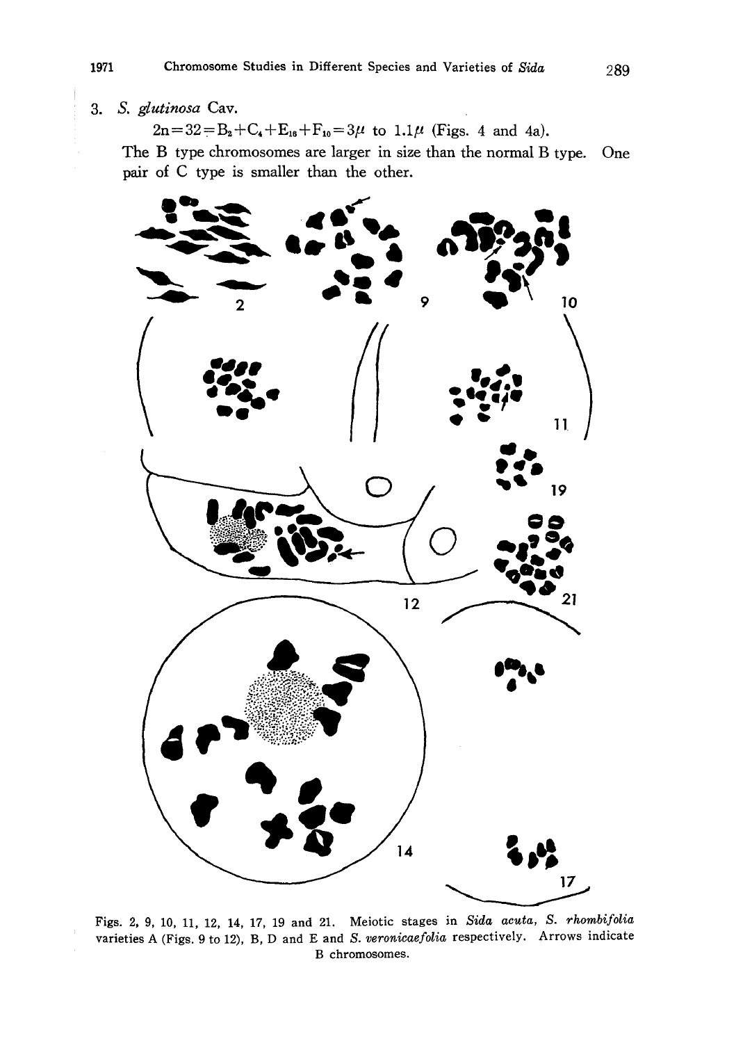3. *S. glutinosa* Cav.

$2n=32=B_2+C_4+E_{16}+F_{10}=3\mu$ to $1.1\mu$ (Figs. 4 and 4a).

The B type chromosomes are larger in size than the normal B type. One pair of C type is smaller than the other.

Figs. 2, 9, 10, 11, 12, 14, 17, 19 and 21. Meiotic stages in *Sida acuta*, *S. rhombifolia* varieties A (Figs. 9 to 12), B, D and E and *S. veronicaefolia* respectively. Arrows indicate B chromosomes.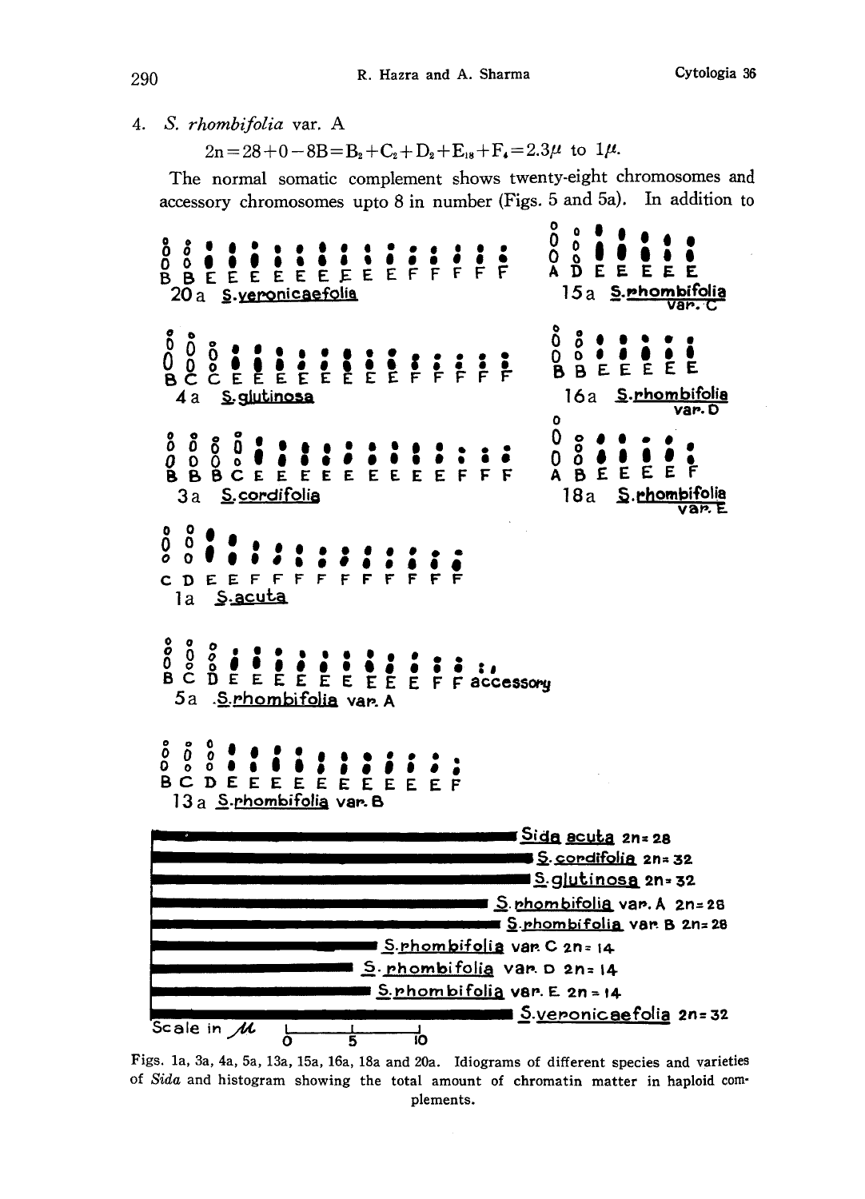4. *S. rhombifolia* var. A

$$2n=28+0-8B=B_2+C_2+D_2+E_{18}+F_4=2.3\mu \text{ to } 1\mu.$$

The normal somatic complement shows twenty-eight chromosomes and accessory chromosomes upto 8 in number (Figs. 5 and 5a). In addition to

Figs. 1a, 3a, 4a, 5a, 13a, 15a, 16a, 18a and 20a. Idiograms of different species and varieties of *Sida* and histogram showing the total amount of chromatin matter in haploid complements.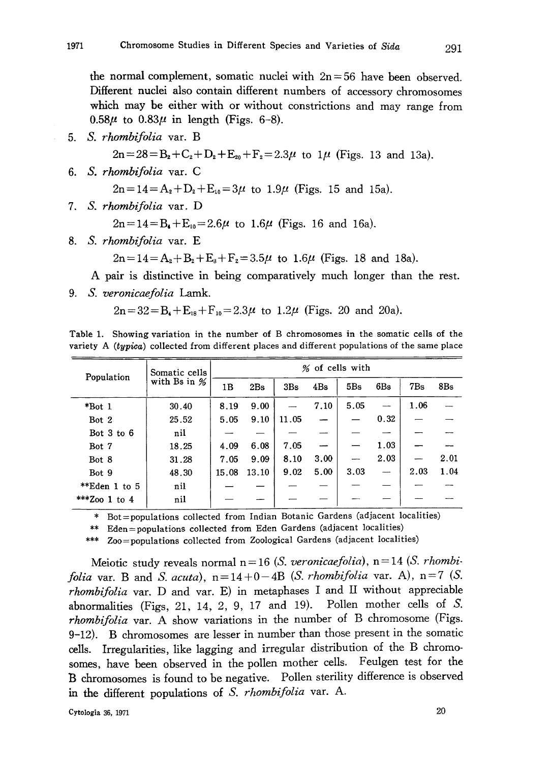the normal complement, somatic nuclei with $2n=56$ have been observed. Different nuclei also contain different numbers of accessory chromosomes which may be either with or without constrictions and may range from $0.58\mu$ to $0.83\mu$ in length (Figs. 6–8).

5. *S. rhombifolia* var. B

   $2n=28=B_2+C_2+D_2+E_{20}+F_2=2.3\mu$ to $1\mu$ (Figs. 13 and 13a).

6. *S. rhombifolia* var. C

   $2n=14=A_2+D_2+E_{10}=3\mu$ to $1.9\mu$ (Figs. 15 and 15a).

7. *S. rhombifolia* var. D

   $2n=14=B_4+E_{10}=2.6\mu$ to $1.6\mu$ (Figs. 16 and 16a).

8. *S. rhombifolia* var. E

   $2n=14=A_2+B_2+E_3+F_2=3.5\mu$ to $1.6\mu$ (Figs. 18 and 18a).

   A pair is distinctive in being comparatively much longer than the rest.

9. *S. veronicaefolia* Lamk.

   $2n=32=B_4+E_{18}+F_{10}=2.3\mu$ to $1.2\mu$ (Figs. 20 and 20a).

Table 1. Showing variation in the number of B chromosomes in the somatic cells of the variety A (*typica*) collected from different places and different populations of the same place

| Population | Somatic cells with Bs in % | % of cells with | | | | | | | |
|---|---|---|---|---|---|---|---|---|---|
| | | 1B | 2Bs | 3Bs | 4Bs | 5Bs | 6Bs | 7Bs | 8Bs |
| *Bot 1 | 30.40 | 8.19 | 9.00 | — | 7.10 | 5.05 | — | 1.06 | — |
| Bot 2 | 25.52 | 5.05 | 9.10 | 11.05 | — | — | 0.32 | — | — |
| Bot 3 to 6 | nil | — | — | — | — | — | — | — | — |
| Bot 7 | 18.25 | 4.09 | 6.08 | 7.05 | — | — | 1.03 | — | — |
| Bot 8 | 31.28 | 7.05 | 9.09 | 8.10 | 3.00 | — | 2.03 | — | 2.01 |
| Bot 9 | 48.30 | 15.08 | 13.10 | 9.02 | 5.00 | 3.03 | — | 2.03 | 1.04 |
| **Eden 1 to 5 | nil | — | — | — | — | — | — | — | — |
| ***Zoo 1 to 4 | nil | — | — | — | — | — | — | — | — |

\* Bot=populations collected from Indian Botanic Gardens (adjacent localities)

\*\* Eden=populations collected from Eden Gardens (adjacent localities)

\*\*\* Zoo=populations collected from Zoological Gardens (adjacent localities)

Meiotic study reveals normal $n=16$ (*S. veronicaefolia*), $n=14$ (*S. rhombifolia* var. B and *S. acuta*), $n=14+0-4B$ (*S. rhombifolia* var. A), $n=7$ (*S. rhombifolia* var. D and var. E) in metaphases I and II without appreciable abnormalities (Figs, 21, 14, 2, 9, 17 and 19). Pollen mother cells of *S. rhombifolia* var. A show variations in the number of B chromosome (Figs. 9–12). B chromosomes are lesser in number than those present in the somatic cells. Irregularities, like lagging and irregular distribution of the B chromosomes, have been observed in the pollen mother cells. Feulgen test for the B chromosomes is found to be negative. Pollen sterility difference is observed in the different populations of *S. rhombifolia* var. A.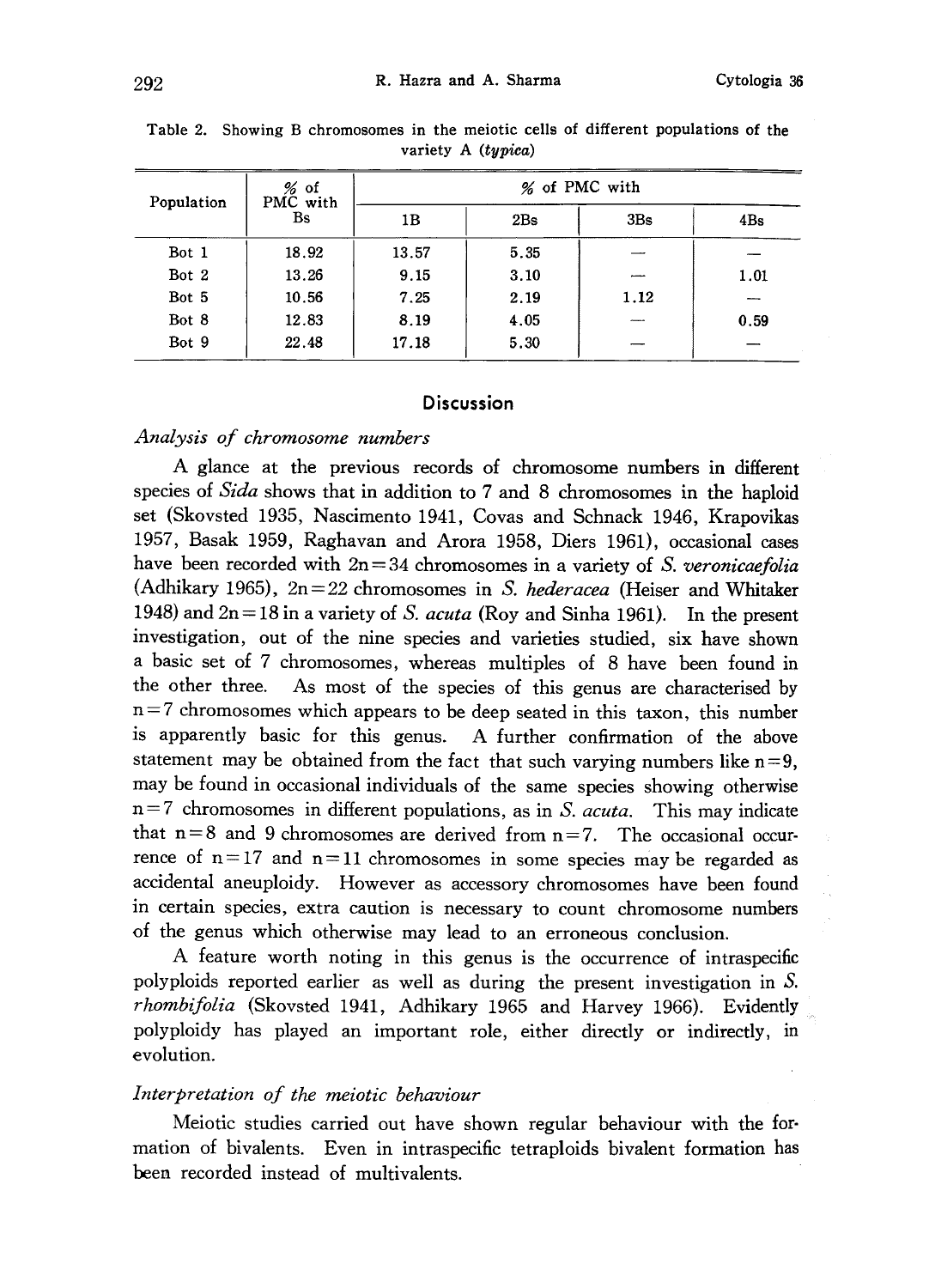Table 2. Showing B chromosomes in the meiotic cells of different populations of the variety A (*typica*)

| Population | % of PMC with Bs | % of PMC with | | | |
|---|---|---|---|---|---|
| | | 1B | 2Bs | 3Bs | 4Bs |
| Bot 1 | 18.92 | 13.57 | 5.35 | — | — |
| Bot 2 | 13.26 | 9.15 | 3.10 | — | 1.01 |
| Bot 5 | 10.56 | 7.25 | 2.19 | 1.12 | — |
| Bot 8 | 12.83 | 8.19 | 4.05 | — | 0.59 |
| Bot 9 | 22.48 | 17.18 | 5.30 | — | — |

## Discussion

### *Analysis of chromosome numbers*

A glance at the previous records of chromosome numbers in different species of *Sida* shows that in addition to 7 and 8 chromosomes in the haploid set (Skovsted 1935, Nascimento 1941, Covas and Schnack 1946, Krapovikas 1957, Basak 1959, Raghavan and Arora 1958, Diers 1961), occasional cases have been recorded with $2n=34$ chromosomes in a variety of *S. veronicaefolia* (Adhikary 1965), $2n=22$ chromosomes in *S. hederacea* (Heiser and Whitaker 1948) and $2n=18$ in a variety of *S. acuta* (Roy and Sinha 1961). In the present investigation, out of the nine species and varieties studied, six have shown a basic set of 7 chromosomes, whereas multiples of 8 have been found in the other three. As most of the species of this genus are characterised by $n=7$ chromosomes which appears to be deep seated in this taxon, this number is apparently basic for this genus. A further confirmation of the above statement may be obtained from the fact that such varying numbers like $n=9$, may be found in occasional individuals of the same species showing otherwise $n=7$ chromosomes in different populations, as in *S. acuta*. This may indicate that $n=8$ and 9 chromosomes are derived from $n=7$. The occasional occurrence of $n=17$ and $n=11$ chromosomes in some species may be regarded as accidental aneuploidy. However as accessory chromosomes have been found in certain species, extra caution is necessary to count chromosome numbers of the genus which otherwise may lead to an erroneous conclusion.

A feature worth noting in this genus is the occurrence of intraspecific polyploids reported earlier as well as during the present investigation in *S. rhombifolia* (Skovsted 1941, Adhikary 1965 and Harvey 1966). Evidently polyploidy has played an important role, either directly or indirectly, in evolution.

### *Interpretation of the meiotic behaviour*

Meiotic studies carried out have shown regular behaviour with the formation of bivalents. Even in intraspecific tetraploids bivalent formation has been recorded instead of multivalents.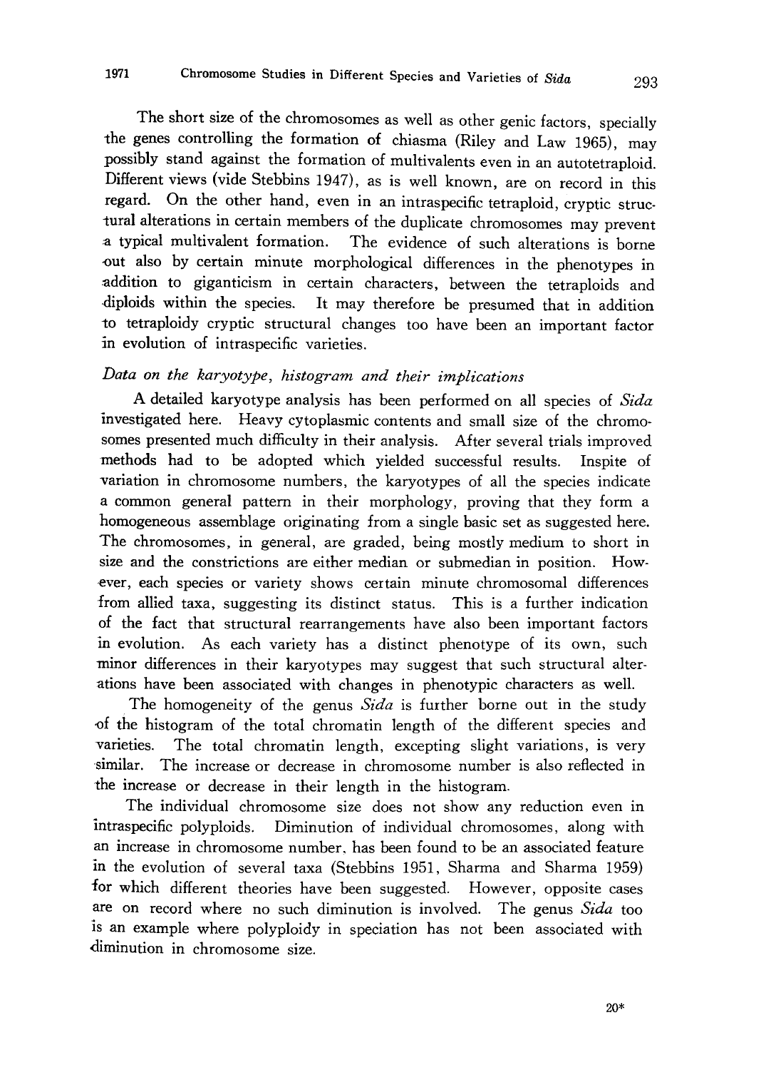The short size of the chromosomes as well as other genic factors, specially the genes controlling the formation of chiasma (Riley and Law 1965), may possibly stand against the formation of multivalents even in an autotetraploid. Different views (vide Stebbins 1947), as is well known, are on record in this regard. On the other hand, even in an intraspecific tetraploid, cryptic structural alterations in certain members of the duplicate chromosomes may prevent a typical multivalent formation. The evidence of such alterations is borne out also by certain minute morphological differences in the phenotypes in addition to giganticism in certain characters, between the tetraploids and diploids within the species. It may therefore be presumed that in addition to tetraploidy cryptic structural changes too have been an important factor in evolution of intraspecific varieties.

### *Data on the karyotype, histogram and their implications*

A detailed karyotype analysis has been performed on all species of *Sida* investigated here. Heavy cytoplasmic contents and small size of the chromosomes presented much difficulty in their analysis. After several trials improved methods had to be adopted which yielded successful results. Inspite of variation in chromosome numbers, the karyotypes of all the species indicate a common general pattern in their morphology, proving that they form a homogeneous assemblage originating from a single basic set as suggested here. The chromosomes, in general, are graded, being mostly medium to short in size and the constrictions are either median or submedian in position. However, each species or variety shows certain minute chromosomal differences from allied taxa, suggesting its distinct status. This is a further indication of the fact that structural rearrangements have also been important factors in evolution. As each variety has a distinct phenotype of its own, such minor differences in their karyotypes may suggest that such structural alterations have been associated with changes in phenotypic characters as well.

The homogeneity of the genus *Sida* is further borne out in the study of the histogram of the total chromatin length of the different species and varieties. The total chromatin length, excepting slight variations, is very similar. The increase or decrease in chromosome number is also reflected in the increase or decrease in their length in the histogram.

The individual chromosome size does not show any reduction even in intraspecific polyploids. Diminution of individual chromosomes, along with an increase in chromosome number, has been found to be an associated feature in the evolution of several taxa (Stebbins 1951, Sharma and Sharma 1959) for which different theories have been suggested. However, opposite cases are on record where no such diminution is involved. The genus *Sida* too is an example where polyploidy in speciation has not been associated with diminution in chromosome size.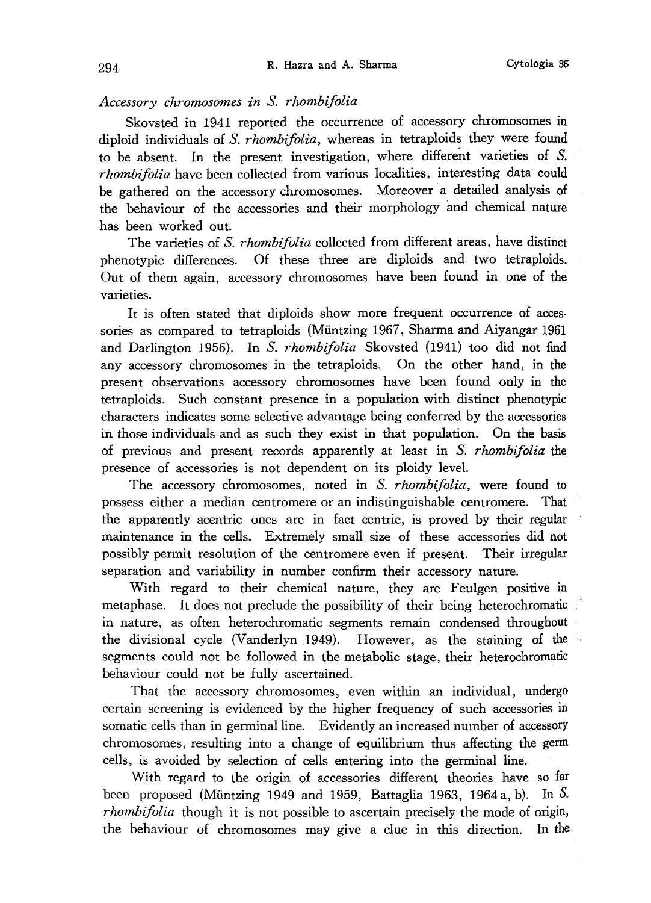*Accessory chromosomes in S. rhombifolia*

Skovsted in 1941 reported the occurrence of accessory chromosomes in diploid individuals of *S. rhombifolia*, whereas in tetraploids they were found to be absent. In the present investigation, where different varieties of *S. rhombifolia* have been collected from various localities, interesting data could be gathered on the accessory chromosomes. Moreover a detailed analysis of the behaviour of the accessories and their morphology and chemical nature has been worked out.

The varieties of *S. rhombifolia* collected from different areas, have distinct phenotypic differences. Of these three are diploids and two tetraploids. Out of them again, accessory chromosomes have been found in one of the varieties.

It is often stated that diploids show more frequent occurrence of accessories as compared to tetraploids (Müntzing 1967, Sharma and Aiyangar 1961 and Darlington 1956). In *S. rhombifolia* Skovsted (1941) too did not find any accessory chromosomes in the tetraploids. On the other hand, in the present observations accessory chromosomes have been found only in the tetraploids. Such constant presence in a population with distinct phenotypic characters indicates some selective advantage being conferred by the accessories in those individuals and as such they exist in that population. On the basis of previous and present records apparently at least in *S. rhombifolia* the presence of accessories is not dependent on its ploidy level.

The accessory chromosomes, noted in *S. rhombifolia*, were found to possess either a median centromere or an indistinguishable centromere. That the apparently acentric ones are in fact centric, is proved by their regular maintenance in the cells. Extremely small size of these accessories did not possibly permit resolution of the centromere even if present. Their irregular separation and variability in number confirm their accessory nature.

With regard to their chemical nature, they are Feulgen positive in metaphase. It does not preclude the possibility of their being heterochromatic in nature, as often heterochromatic segments remain condensed throughout the divisional cycle (Vanderlyn 1949). However, as the staining of the segments could not be followed in the metabolic stage, their heterochromatic behaviour could not be fully ascertained.

That the accessory chromosomes, even within an individual, undergo certain screening is evidenced by the higher frequency of such accessories in somatic cells than in germinal line. Evidently an increased number of accessory chromosomes, resulting into a change of equilibrium thus affecting the germ cells, is avoided by selection of cells entering into the germinal line.

With regard to the origin of accessories different theories have so far been proposed (Müntzing 1949 and 1959, Battaglia 1963, 1964 a, b). In *S. rhombifolia* though it is not possible to ascertain precisely the mode of origin, the behaviour of chromosomes may give a clue in this direction. In the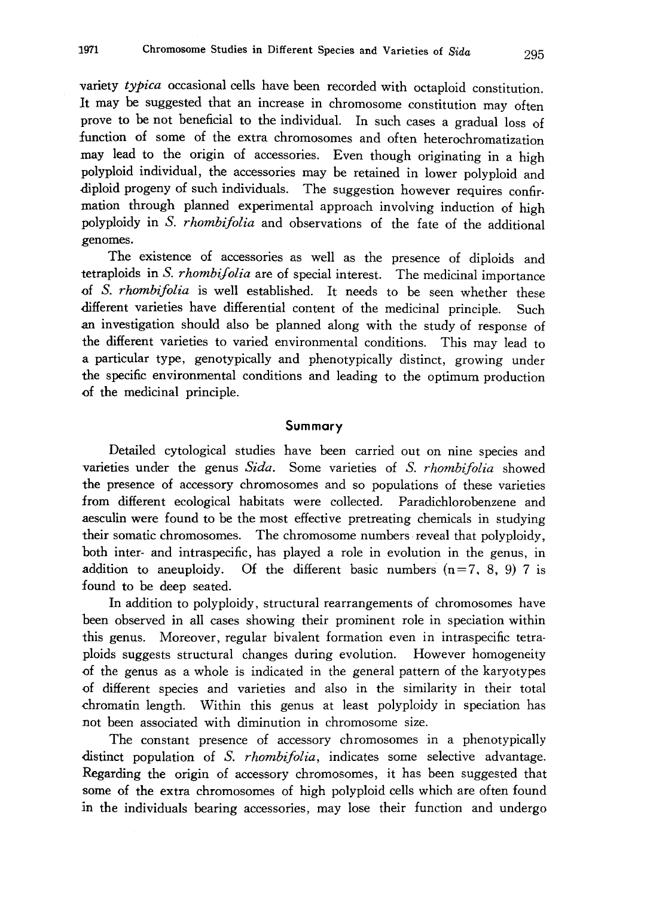variety *typica* occasional cells have been recorded with octaploid constitution. It may be suggested that an increase in chromosome constitution may often prove to be not beneficial to the individual. In such cases a gradual loss of function of some of the extra chromosomes and often heterochromatization may lead to the origin of accessories. Even though originating in a high polyploid individual, the accessories may be retained in lower polyploid and diploid progeny of such individuals. The suggestion however requires confirmation through planned experimental approach involving induction of high polyploidy in *S. rhombifolia* and observations of the fate of the additional genomes.

The existence of accessories as well as the presence of diploids and tetraploids in *S. rhombifolia* are of special interest. The medicinal importance of *S. rhombifolia* is well established. It needs to be seen whether these different varieties have differential content of the medicinal principle. Such an investigation should also be planned along with the study of response of the different varieties to varied environmental conditions. This may lead to a particular type, genotypically and phenotypically distinct, growing under the specific environmental conditions and leading to the optimum production of the medicinal principle.

## Summary

Detailed cytological studies have been carried out on nine species and varieties under the genus *Sida*. Some varieties of *S. rhombifolia* showed the presence of accessory chromosomes and so populations of these varieties from different ecological habitats were collected. Paradichlorobenzene and aesculin were found to be the most effective pretreating chemicals in studying their somatic chromosomes. The chromosome numbers reveal that polyploidy, both inter- and intraspecific, has played a role in evolution in the genus, in addition to aneuploidy. Of the different basic numbers ($n=7$, 8, 9) 7 is found to be deep seated.

In addition to polyploidy, structural rearrangements of chromosomes have been observed in all cases showing their prominent role in speciation within this genus. Moreover, regular bivalent formation even in intraspecific tetraploids suggests structural changes during evolution. However homogeneity of the genus as a whole is indicated in the general pattern of the karyotypes of different species and varieties and also in the similarity in their total chromatin length. Within this genus at least polyploidy in speciation has not been associated with diminution in chromosome size.

The constant presence of accessory chromosomes in a phenotypically distinct population of *S. rhombifolia*, indicates some selective advantage. Regarding the origin of accessory chromosomes, it has been suggested that some of the extra chromosomes of high polyploid cells which are often found in the individuals bearing accessories, may lose their function and undergo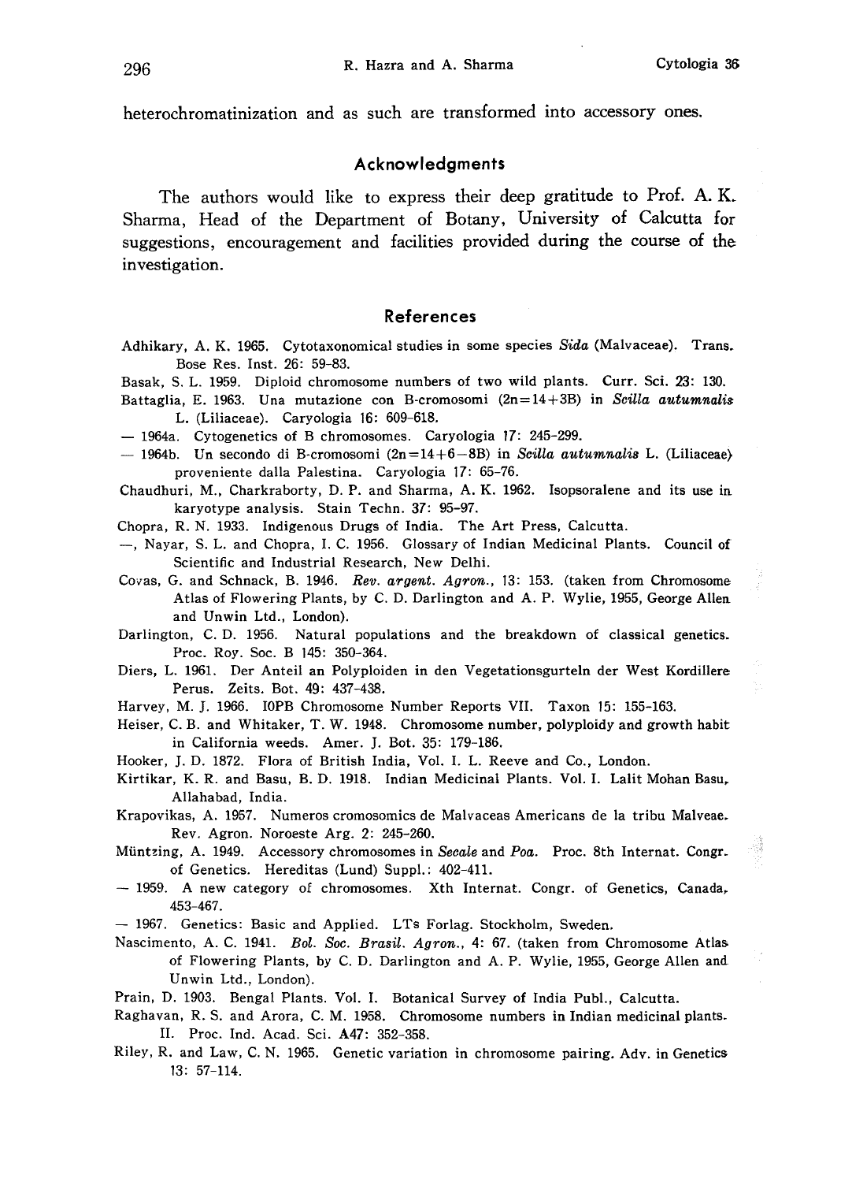heterochromatinization and as such are transformed into accessory ones.

## Acknowledgments

The authors would like to express their deep gratitude to Prof. A. K. Sharma, Head of the Department of Botany, University of Calcutta for suggestions, encouragement and facilities provided during the course of the investigation.

## References

Adhikary, A. K. 1965. Cytotaxonomical studies in some species *Sida* (Malvaceae). Trans. Bose Res. Inst. 26: 59-83.

Basak, S. L. 1959. Diploid chromosome numbers of two wild plants. Curr. Sci. 23: 130.

Battaglia, E. 1963. Una mutazione con B-cromosomi (2n=14+3B) in *Scilla autumnalis* L. (Liliaceae). Caryologia 16: 609-618.

— 1964a. Cytogenetics of B chromosomes. Caryologia 17: 245-299.

— 1964b. Un secondo di B-cromosomi (2n=14+6−8B) in *Scilla autumnalis* L. (Liliaceae) proveniente dalla Palestina. Caryologia 17: 65-76.

Chaudhuri, M., Charkraborty, D. P. and Sharma, A. K. 1962. Isopsoralene and its use in karyotype analysis. Stain Techn. 37: 95-97.

Chopra, R. N. 1933. Indigenous Drugs of India. The Art Press, Calcutta.

—, Nayar, S. L. and Chopra, I. C. 1956. Glossary of Indian Medicinal Plants. Council of Scientific and Industrial Research, New Delhi.

Covas, G. and Schnack, B. 1946. *Rev. argent. Agron.*, 13: 153. (taken from Chromosome Atlas of Flowering Plants, by C. D. Darlington and A. P. Wylie, 1955, George Allen and Unwin Ltd., London).

Darlington, C. D. 1956. Natural populations and the breakdown of classical genetics. Proc. Roy. Soc. B 145: 350-364.

Diers, L. 1961. Der Anteil an Polyploiden in den Vegetationsgurteln der West Kordillere Perus. Zeits. Bot. 49: 437-438.

Harvey, M. J. 1966. IOPB Chromosome Number Reports VII. Taxon 15: 155-163.

Heiser, C. B. and Whitaker, T. W. 1948. Chromosome number, polyploidy and growth habit in California weeds. Amer. J. Bot. 35: 179-186.

Hooker, J. D. 1872. Flora of British India, Vol. I. L. Reeve and Co., London.

Kirtikar, K. R. and Basu, B. D. 1918. Indian Medicinal Plants. Vol. I. Lalit Mohan Basu, Allahabad, India.

Krapovikas, A. 1957. Numeros cromosomics de Malvaceas Americans de la tribu Malveae. Rev. Agron. Noroeste Arg. 2: 245-260.

Müntzing, A. 1949. Accessory chromosomes in *Secale* and *Poa*. Proc. 8th Internat. Congr. of Genetics. Hereditas (Lund) Suppl.: 402-411.

— 1959. A new category of chromosomes. Xth Internat. Congr. of Genetics, Canada, 453-467.

— 1967. Genetics: Basic and Applied. LTs Forlag. Stockholm, Sweden.

Nascimento, A. C. 1941. *Bol. Soc. Brasil. Agron.*, 4: 67. (taken from Chromosome Atlas of Flowering Plants, by C. D. Darlington and A. P. Wylie, 1955, George Allen and Unwin Ltd., London).

Prain, D. 1903. Bengal Plants. Vol. I. Botanical Survey of India Publ., Calcutta.

Raghavan, R. S. and Arora, C. M. 1958. Chromosome numbers in Indian medicinal plants. II. Proc. Ind. Acad. Sci. A47: 352-358.

Riley, R. and Law, C. N. 1965. Genetic variation in chromosome pairing. Adv. in Genetics 13: 57-114.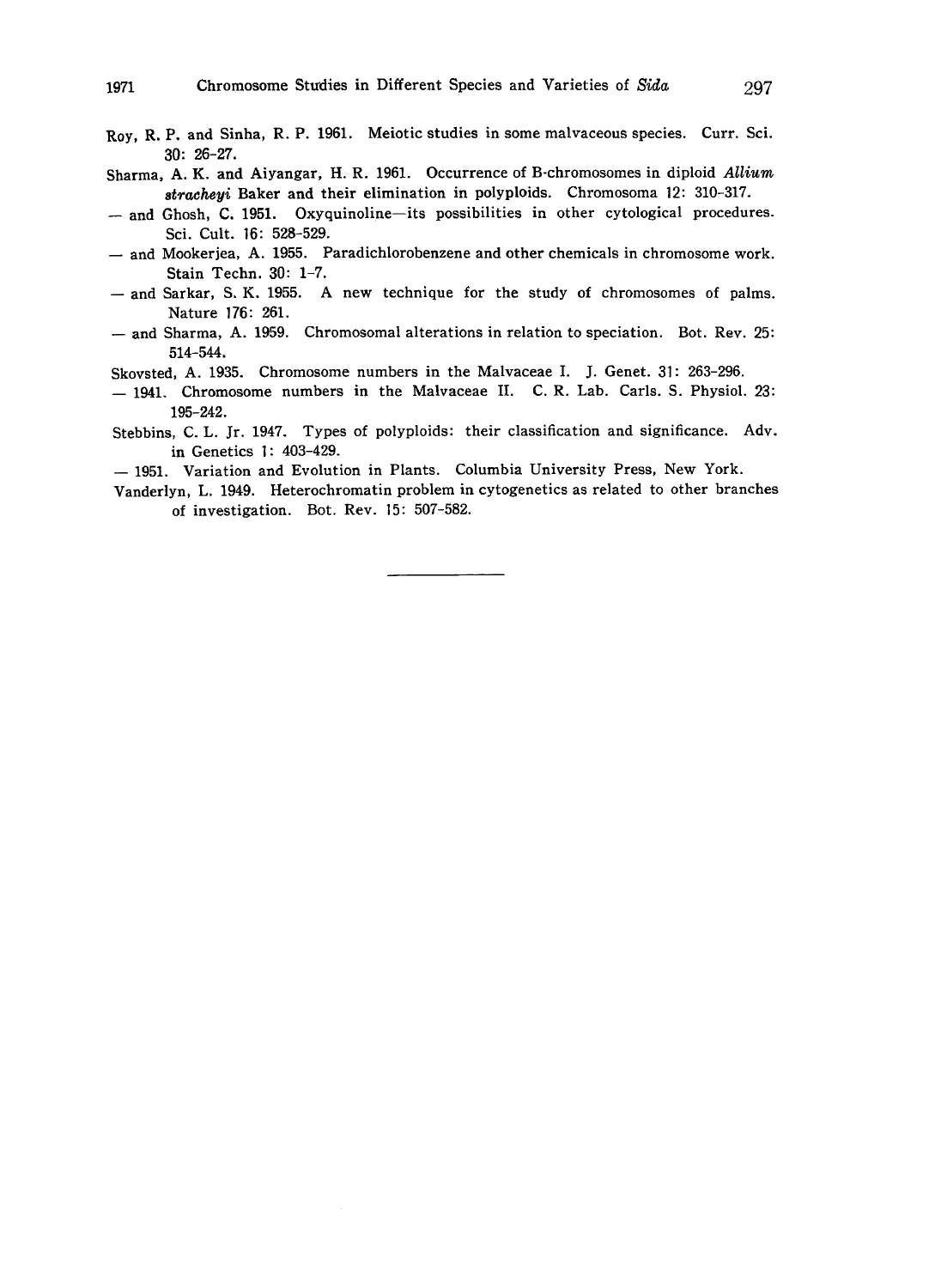Roy, R. P. and Sinha, R. P. 1961. Meiotic studies in some malvaceous species. Curr. Sci. 30: 26-27.

Sharma, A. K. and Aiyangar, H. R. 1961. Occurrence of B-chromosomes in diploid *Allium stracheyi* Baker and their elimination in polyploids. Chromosoma 12: 310-317.

— and Ghosh, C. 1951. Oxyquinoline—its possibilities in other cytological procedures. Sci. Cult. 16: 528-529.

— and Mookerjea, A. 1955. Paradichlorobenzene and other chemicals in chromosome work. Stain Techn. 30: 1-7.

— and Sarkar, S. K. 1955. A new technique for the study of chromosomes of palms. Nature 176: 261.

— and Sharma, A. 1959. Chromosomal alterations in relation to speciation. Bot. Rev. 25: 514-544.

Skovsted, A. 1935. Chromosome numbers in the Malvaceae I. J. Genet. 31: 263-296.

— 1941. Chromosome numbers in the Malvaceae II. C. R. Lab. Carls. S. Physiol. 23: 195-242.

Stebbins, C. L. Jr. 1947. Types of polyploids: their classification and significance. Adv. in Genetics 1: 403-429.

— 1951. Variation and Evolution in Plants. Columbia University Press, New York.

Vanderlyn, L. 1949. Heterochromatin problem in cytogenetics as related to other branches of investigation. Bot. Rev. 15: 507-582.